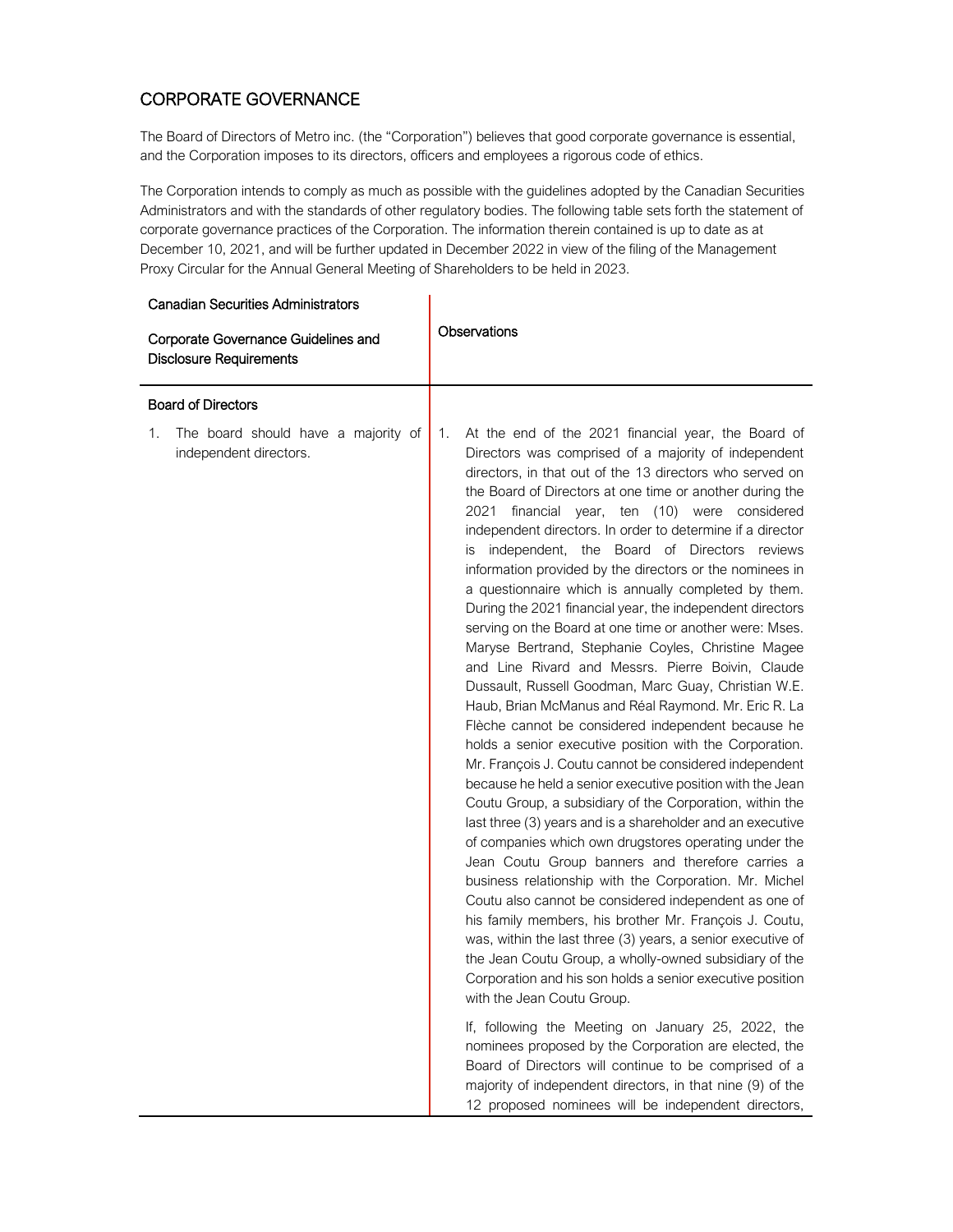## CORPORATE GOVERNANCE

The Board of Directors of Metro inc. (the "Corporation") believes that good corporate governance is essential, and the Corporation imposes to its directors, officers and employees a rigorous code of ethics.

The Corporation intends to comply as much as possible with the guidelines adopted by the Canadian Securities Administrators and with the standards of other regulatory bodies. The following table sets forth the statement of corporate governance practices of the Corporation. The information therein contained is up to date as at December 10, 2021, and will be further updated in December 2022 in view of the filing of the Management Proxy Circular for the Annual General Meeting of Shareholders to be held in 2023.

| Canadian Securities Administrators<br><br>Corporate Governance Guidelines and Disclosure Requirements | Observations |
|---|---|
| **Board of Directors** | |
| 1. The board should have a majority of independent directors. | 1. At the end of the 2021 financial year, the Board of Directors was comprised of a majority of independent directors, in that out of the 13 directors who served on the Board of Directors at one time or another during the 2021 financial year, ten (10) were considered independent directors. In order to determine if a director is independent, the Board of Directors reviews information provided by the directors or the nominees in a questionnaire which is annually completed by them. During the 2021 financial year, the independent directors serving on the Board at one time or another were: Mses. Maryse Bertrand, Stephanie Coyles, Christine Magee and Line Rivard and Messrs. Pierre Boivin, Claude Dussault, Russell Goodman, Marc Guay, Christian W.E. Haub, Brian McManus and Réal Raymond. Mr. Eric R. La Flèche cannot be considered independent because he holds a senior executive position with the Corporation. Mr. François J. Coutu cannot be considered independent because he held a senior executive position with the Jean Coutu Group, a subsidiary of the Corporation, within the last three (3) years and is a shareholder and an executive of companies which own drugstores operating under the Jean Coutu Group banners and therefore carries a business relationship with the Corporation. Mr. Michel Coutu also cannot be considered independent as one of his family members, his brother Mr. François J. Coutu, was, within the last three (3) years, a senior executive of the Jean Coutu Group, a wholly-owned subsidiary of the Corporation and his son holds a senior executive position with the Jean Coutu Group.<br><br>If, following the Meeting on January 25, 2022, the nominees proposed by the Corporation are elected, the Board of Directors will continue to be comprised of a majority of independent directors, in that nine (9) of the 12 proposed nominees will be independent directors, |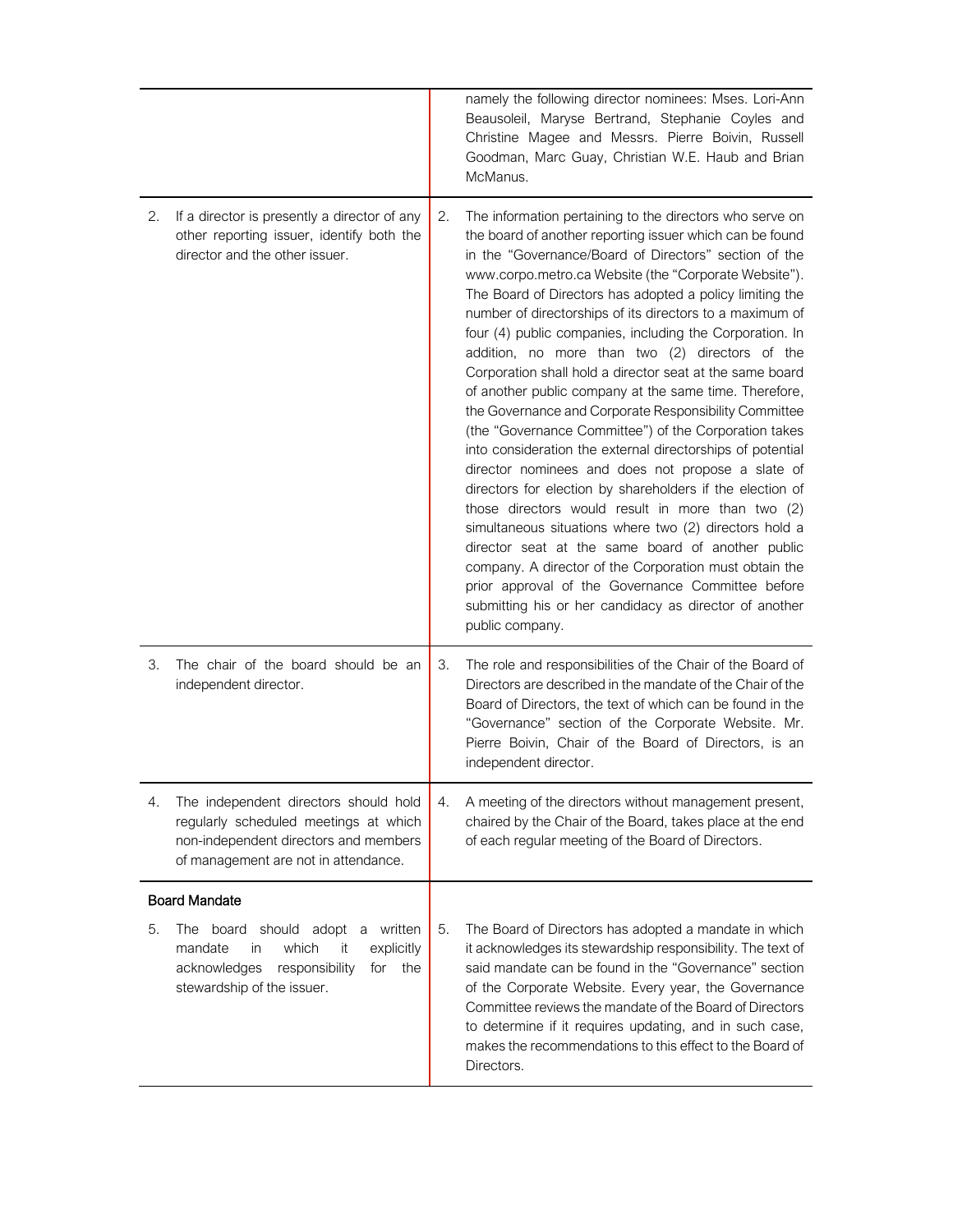| | |
|---|---|
| | namely the following director nominees: Mses. Lori-Ann Beausoleil, Maryse Bertrand, Stephanie Coyles and Christine Magee and Messrs. Pierre Boivin, Russell Goodman, Marc Guay, Christian W.E. Haub and Brian McManus. |
| 2. If a director is presently a director of any other reporting issuer, identify both the director and the other issuer. | 2. The information pertaining to the directors who serve on the board of another reporting issuer which can be found in the "Governance/Board of Directors" section of the www.corpo.metro.ca Website (the "Corporate Website"). The Board of Directors has adopted a policy limiting the number of directorships of its directors to a maximum of four (4) public companies, including the Corporation. In addition, no more than two (2) directors of the Corporation shall hold a director seat at the same board of another public company at the same time. Therefore, the Governance and Corporate Responsibility Committee (the "Governance Committee") of the Corporation takes into consideration the external directorships of potential director nominees and does not propose a slate of directors for election by shareholders if the election of those directors would result in more than two (2) simultaneous situations where two (2) directors hold a director seat at the same board of another public company. A director of the Corporation must obtain the prior approval of the Governance Committee before submitting his or her candidacy as director of another public company. |
| 3. The chair of the board should be an independent director. | 3. The role and responsibilities of the Chair of the Board of Directors are described in the mandate of the Chair of the Board of Directors, the text of which can be found in the "Governance" section of the Corporate Website. Mr. Pierre Boivin, Chair of the Board of Directors, is an independent director. |
| 4. The independent directors should hold regularly scheduled meetings at which non-independent directors and members of management are not in attendance. | 4. A meeting of the directors without management present, chaired by the Chair of the Board, takes place at the end of each regular meeting of the Board of Directors. |
| **Board Mandate** | |
| 5. The board should adopt a written mandate in which it explicitly acknowledges responsibility for the stewardship of the issuer. | 5. The Board of Directors has adopted a mandate in which it acknowledges its stewardship responsibility. The text of said mandate can be found in the "Governance" section of the Corporate Website. Every year, the Governance Committee reviews the mandate of the Board of Directors to determine if it requires updating, and in such case, makes the recommendations to this effect to the Board of Directors. |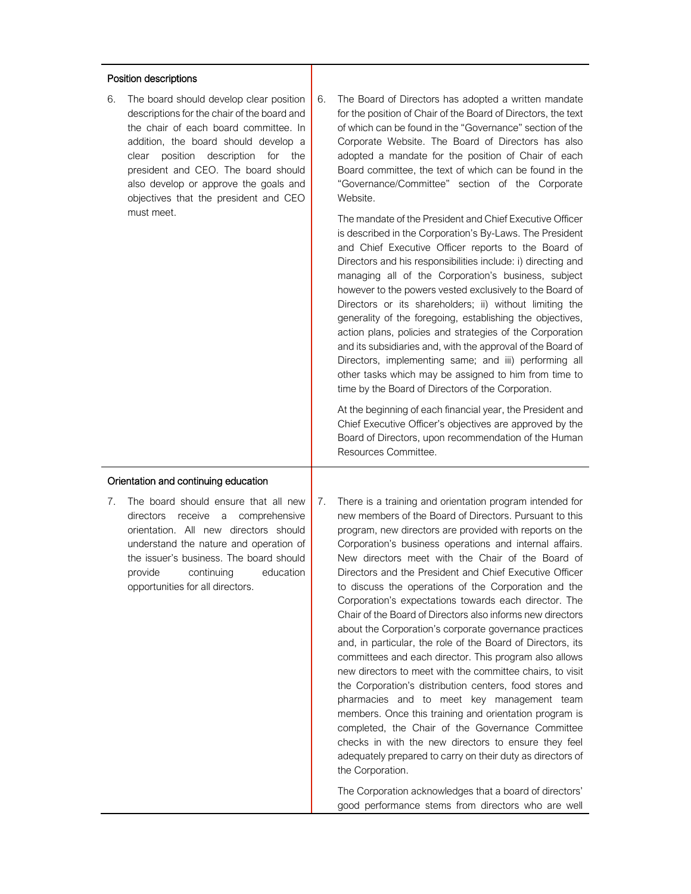| Position descriptions | |
|---|---|
| 6. The board should develop clear position descriptions for the chair of the board and the chair of each board committee. In addition, the board should develop a clear position description for the president and CEO. The board should also develop or approve the goals and objectives that the president and CEO must meet. | 6. The Board of Directors has adopted a written mandate for the position of Chair of the Board of Directors, the text of which can be found in the "Governance" section of the Corporate Website. The Board of Directors has also adopted a mandate for the position of Chair of each Board committee, the text of which can be found in the "Governance/Committee" section of the Corporate Website.<br><br>The mandate of the President and Chief Executive Officer is described in the Corporation's By-Laws. The President and Chief Executive Officer reports to the Board of Directors and his responsibilities include: i) directing and managing all of the Corporation's business, subject however to the powers vested exclusively to the Board of Directors or its shareholders; ii) without limiting the generality of the foregoing, establishing the objectives, action plans, policies and strategies of the Corporation and its subsidiaries and, with the approval of the Board of Directors, implementing same; and iii) performing all other tasks which may be assigned to him from time to time by the Board of Directors of the Corporation.<br><br>At the beginning of each financial year, the President and Chief Executive Officer's objectives are approved by the Board of Directors, upon recommendation of the Human Resources Committee. |
| **Orientation and continuing education** | |
| 7. The board should ensure that all new directors receive a comprehensive orientation. All new directors should understand the nature and operation of the issuer's business. The board should provide continuing education opportunities for all directors. | 7. There is a training and orientation program intended for new members of the Board of Directors. Pursuant to this program, new directors are provided with reports on the Corporation's business operations and internal affairs. New directors meet with the Chair of the Board of Directors and the President and Chief Executive Officer to discuss the operations of the Corporation and the Corporation's expectations towards each director. The Chair of the Board of Directors also informs new directors about the Corporation's corporate governance practices and, in particular, the role of the Board of Directors, its committees and each director. This program also allows new directors to meet with the committee chairs, to visit the Corporation's distribution centers, food stores and pharmacies and to meet key management team members. Once this training and orientation program is completed, the Chair of the Governance Committee checks in with the new directors to ensure they feel adequately prepared to carry on their duty as directors of the Corporation.<br><br>The Corporation acknowledges that a board of directors' good performance stems from directors who are well |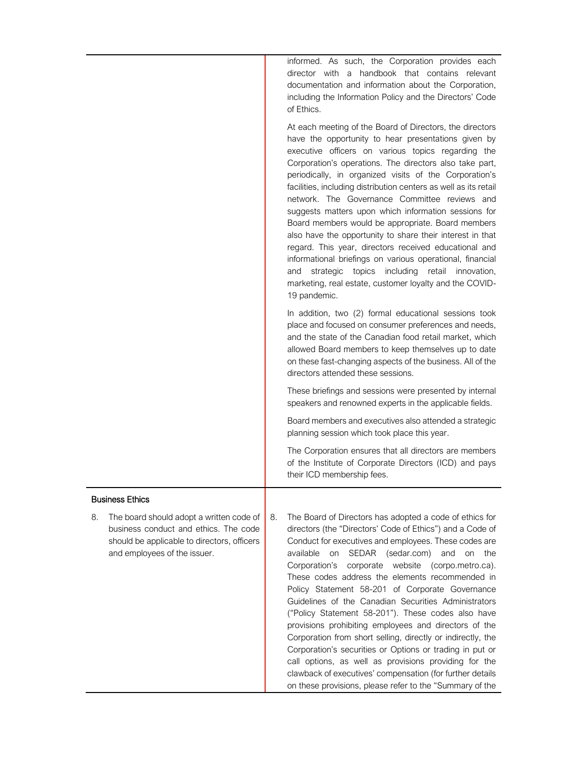| | |
|---|---|
| | informed. As such, the Corporation provides each director with a handbook that contains relevant documentation and information about the Corporation, including the Information Policy and the Directors' Code of Ethics.<br><br>At each meeting of the Board of Directors, the directors have the opportunity to hear presentations given by executive officers on various topics regarding the Corporation's operations. The directors also take part, periodically, in organized visits of the Corporation's facilities, including distribution centers as well as its retail network. The Governance Committee reviews and suggests matters upon which information sessions for Board members would be appropriate. Board members also have the opportunity to share their interest in that regard. This year, directors received educational and informational briefings on various operational, financial and strategic topics including retail innovation, marketing, real estate, customer loyalty and the COVID-19 pandemic.<br><br>In addition, two (2) formal educational sessions took place and focused on consumer preferences and needs, and the state of the Canadian food retail market, which allowed Board members to keep themselves up to date on these fast-changing aspects of the business. All of the directors attended these sessions.<br><br>These briefings and sessions were presented by internal speakers and renowned experts in the applicable fields.<br><br>Board members and executives also attended a strategic planning session which took place this year.<br><br>The Corporation ensures that all directors are members of the Institute of Corporate Directors (ICD) and pays their ICD membership fees. |
| **Business Ethics** | |
| 8. The board should adopt a written code of business conduct and ethics. The code should be applicable to directors, officers and employees of the issuer. | 8. The Board of Directors has adopted a code of ethics for directors (the "Directors' Code of Ethics") and a Code of Conduct for executives and employees. These codes are available on SEDAR (sedar.com) and on the Corporation's corporate website (corpo.metro.ca). These codes address the elements recommended in Policy Statement 58-201 of Corporate Governance Guidelines of the Canadian Securities Administrators ("Policy Statement 58-201"). These codes also have provisions prohibiting employees and directors of the Corporation from short selling, directly or indirectly, the Corporation's securities or Options or trading in put or call options, as well as provisions providing for the clawback of executives' compensation (for further details on these provisions, please refer to the "Summary of the |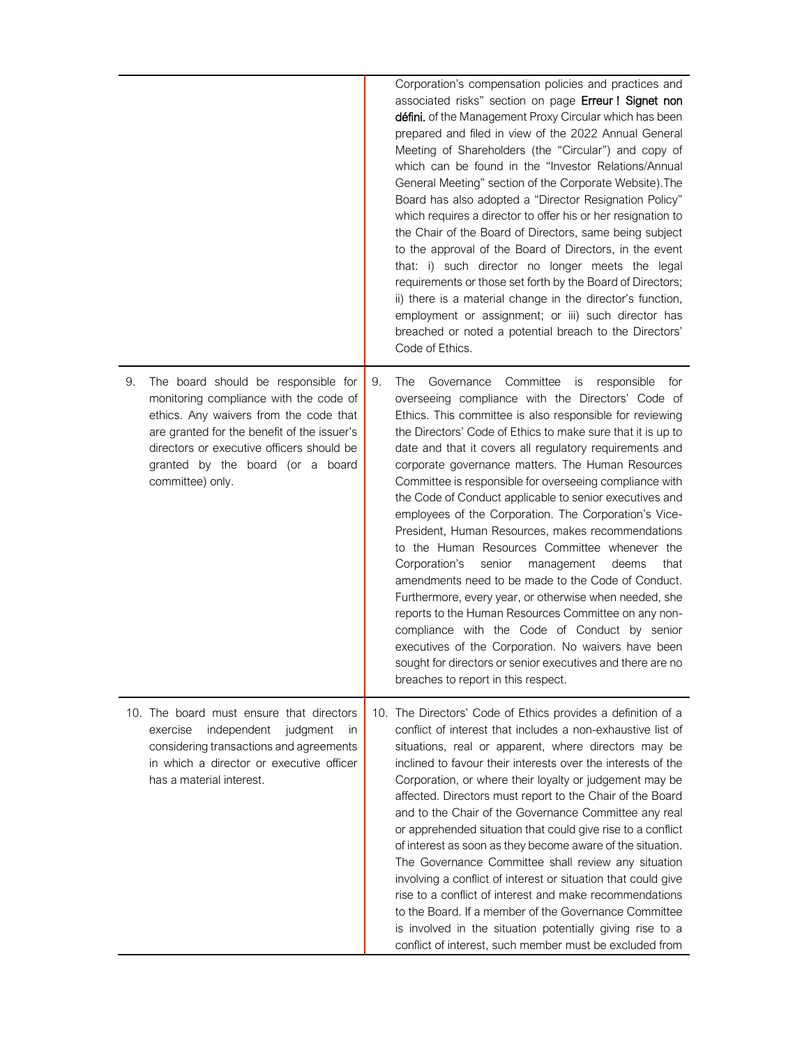| | |
|---|---|
| | Corporation's compensation policies and practices and associated risks" section on page **Erreur ! Signet non défini.** of the Management Proxy Circular which has been prepared and filed in view of the 2022 Annual General Meeting of Shareholders (the "Circular") and copy of which can be found in the "Investor Relations/Annual General Meeting" section of the Corporate Website).The Board has also adopted a "Director Resignation Policy" which requires a director to offer his or her resignation to the Chair of the Board of Directors, same being subject to the approval of the Board of Directors, in the event that: i) such director no longer meets the legal requirements or those set forth by the Board of Directors; ii) there is a material change in the director's function, employment or assignment; or iii) such director has breached or noted a potential breach to the Directors' Code of Ethics. |
| 9. The board should be responsible for monitoring compliance with the code of ethics. Any waivers from the code that are granted for the benefit of the issuer's directors or executive officers should be granted by the board (or a board committee) only. | 9. The Governance Committee is responsible for overseeing compliance with the Directors' Code of Ethics. This committee is also responsible for reviewing the Directors' Code of Ethics to make sure that it is up to date and that it covers all regulatory requirements and corporate governance matters. The Human Resources Committee is responsible for overseeing compliance with the Code of Conduct applicable to senior executives and employees of the Corporation. The Corporation's Vice-President, Human Resources, makes recommendations to the Human Resources Committee whenever the Corporation's senior management deems that amendments need to be made to the Code of Conduct. Furthermore, every year, or otherwise when needed, she reports to the Human Resources Committee on any non-compliance with the Code of Conduct by senior executives of the Corporation. No waivers have been sought for directors or senior executives and there are no breaches to report in this respect. |
| 10. The board must ensure that directors exercise independent judgment in considering transactions and agreements in which a director or executive officer has a material interest. | 10. The Directors' Code of Ethics provides a definition of a conflict of interest that includes a non-exhaustive list of situations, real or apparent, where directors may be inclined to favour their interests over the interests of the Corporation, or where their loyalty or judgement may be affected. Directors must report to the Chair of the Board and to the Chair of the Governance Committee any real or apprehended situation that could give rise to a conflict of interest as soon as they become aware of the situation. The Governance Committee shall review any situation involving a conflict of interest or situation that could give rise to a conflict of interest and make recommendations to the Board. If a member of the Governance Committee is involved in the situation potentially giving rise to a conflict of interest, such member must be excluded from |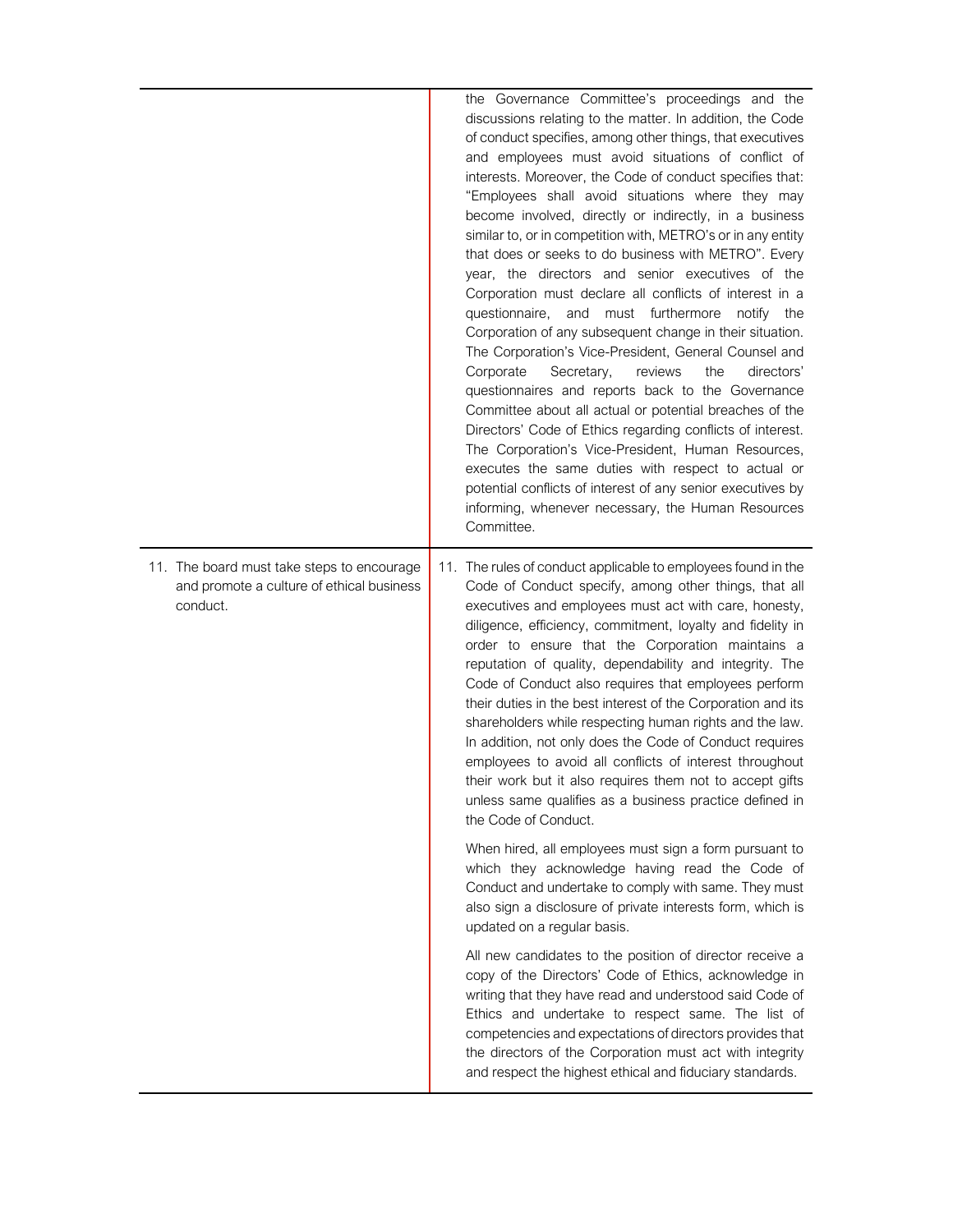| | |
|---|---|
| | the Governance Committee's proceedings and the discussions relating to the matter. In addition, the Code of conduct specifies, among other things, that executives and employees must avoid situations of conflict of interests. Moreover, the Code of conduct specifies that: "Employees shall avoid situations where they may become involved, directly or indirectly, in a business similar to, or in competition with, METRO's or in any entity that does or seeks to do business with METRO". Every year, the directors and senior executives of the Corporation must declare all conflicts of interest in a questionnaire, and must furthermore notify the Corporation of any subsequent change in their situation. The Corporation's Vice-President, General Counsel and Corporate Secretary, reviews the directors' questionnaires and reports back to the Governance Committee about all actual or potential breaches of the Directors' Code of Ethics regarding conflicts of interest. The Corporation's Vice-President, Human Resources, executes the same duties with respect to actual or potential conflicts of interest of any senior executives by informing, whenever necessary, the Human Resources Committee. |
| 11. The board must take steps to encourage and promote a culture of ethical business conduct. | 11. The rules of conduct applicable to employees found in the Code of Conduct specify, among other things, that all executives and employees must act with care, honesty, diligence, efficiency, commitment, loyalty and fidelity in order to ensure that the Corporation maintains a reputation of quality, dependability and integrity. The Code of Conduct also requires that employees perform their duties in the best interest of the Corporation and its shareholders while respecting human rights and the law. In addition, not only does the Code of Conduct requires employees to avoid all conflicts of interest throughout their work but it also requires them not to accept gifts unless same qualifies as a business practice defined in the Code of Conduct.<br><br>When hired, all employees must sign a form pursuant to which they acknowledge having read the Code of Conduct and undertake to comply with same. They must also sign a disclosure of private interests form, which is updated on a regular basis.<br><br>All new candidates to the position of director receive a copy of the Directors' Code of Ethics, acknowledge in writing that they have read and understood said Code of Ethics and undertake to respect same. The list of competencies and expectations of directors provides that the directors of the Corporation must act with integrity and respect the highest ethical and fiduciary standards. |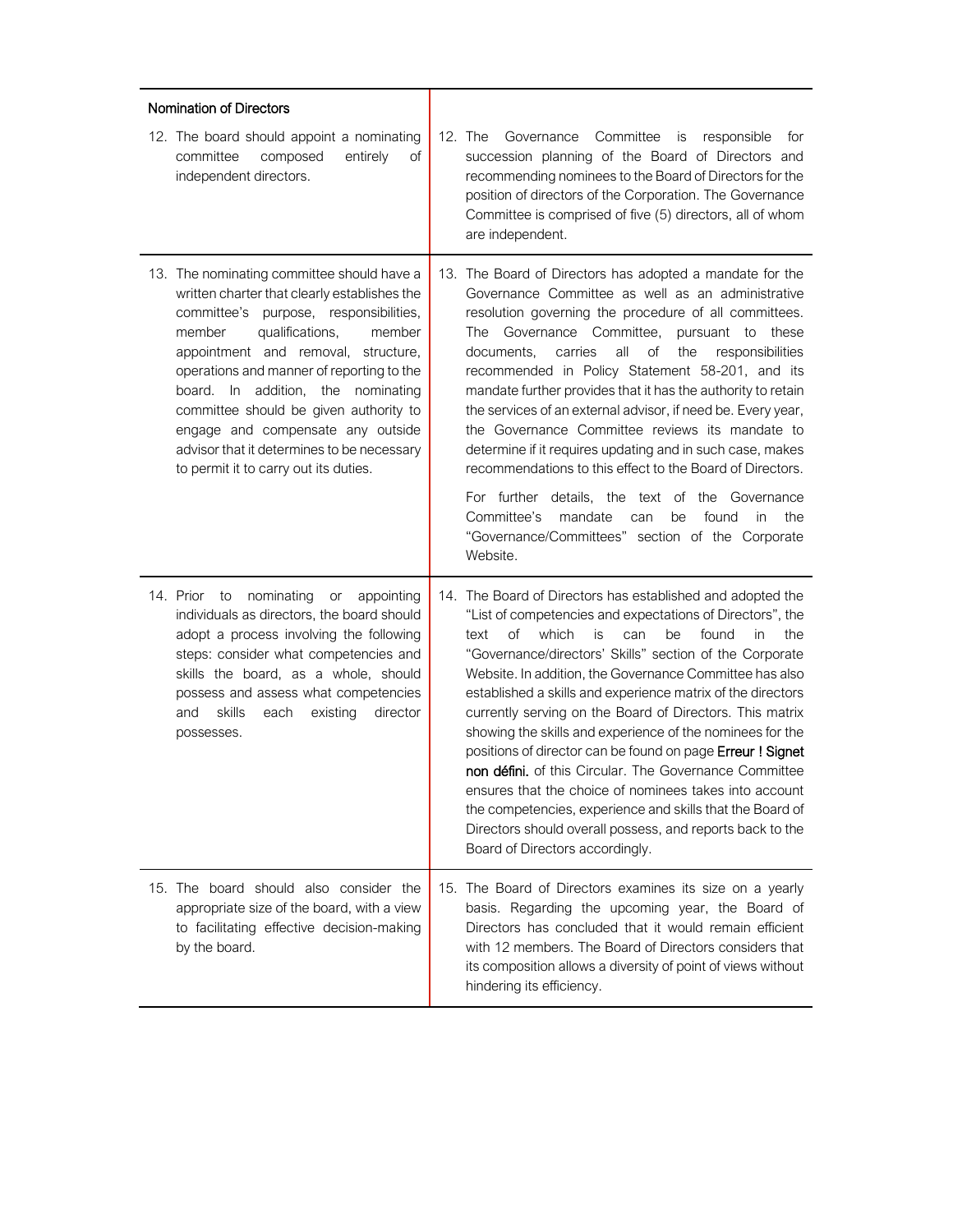| Nomination of Directors | |
|---|---|
| 12. The board should appoint a nominating committee composed entirely of independent directors. | 12. The Governance Committee is responsible for succession planning of the Board of Directors and recommending nominees to the Board of Directors for the position of directors of the Corporation. The Governance Committee is comprised of five (5) directors, all of whom are independent. |
| 13. The nominating committee should have a written charter that clearly establishes the committee's purpose, responsibilities, member qualifications, member appointment and removal, structure, operations and manner of reporting to the board. In addition, the nominating committee should be given authority to engage and compensate any outside advisor that it determines to be necessary to permit it to carry out its duties. | 13. The Board of Directors has adopted a mandate for the Governance Committee as well as an administrative resolution governing the procedure of all committees. The Governance Committee, pursuant to these documents, carries all of the responsibilities recommended in Policy Statement 58-201, and its mandate further provides that it has the authority to retain the services of an external advisor, if need be. Every year, the Governance Committee reviews its mandate to determine if it requires updating and in such case, makes recommendations to this effect to the Board of Directors.<br><br>For further details, the text of the Governance Committee's mandate can be found in the "Governance/Committees" section of the Corporate Website. |
| 14. Prior to nominating or appointing individuals as directors, the board should adopt a process involving the following steps: consider what competencies and skills the board, as a whole, should possess and assess what competencies and skills each existing director possesses. | 14. The Board of Directors has established and adopted the "List of competencies and expectations of Directors", the text of which is can be found in the "Governance/directors' Skills" section of the Corporate Website. In addition, the Governance Committee has also established a skills and experience matrix of the directors currently serving on the Board of Directors. This matrix showing the skills and experience of the nominees for the positions of director can be found on page **Erreur ! Signet non défini.** of this Circular. The Governance Committee ensures that the choice of nominees takes into account the competencies, experience and skills that the Board of Directors should overall possess, and reports back to the Board of Directors accordingly. |
| 15. The board should also consider the appropriate size of the board, with a view to facilitating effective decision-making by the board. | 15. The Board of Directors examines its size on a yearly basis. Regarding the upcoming year, the Board of Directors has concluded that it would remain efficient with 12 members. The Board of Directors considers that its composition allows a diversity of point of views without hindering its efficiency. |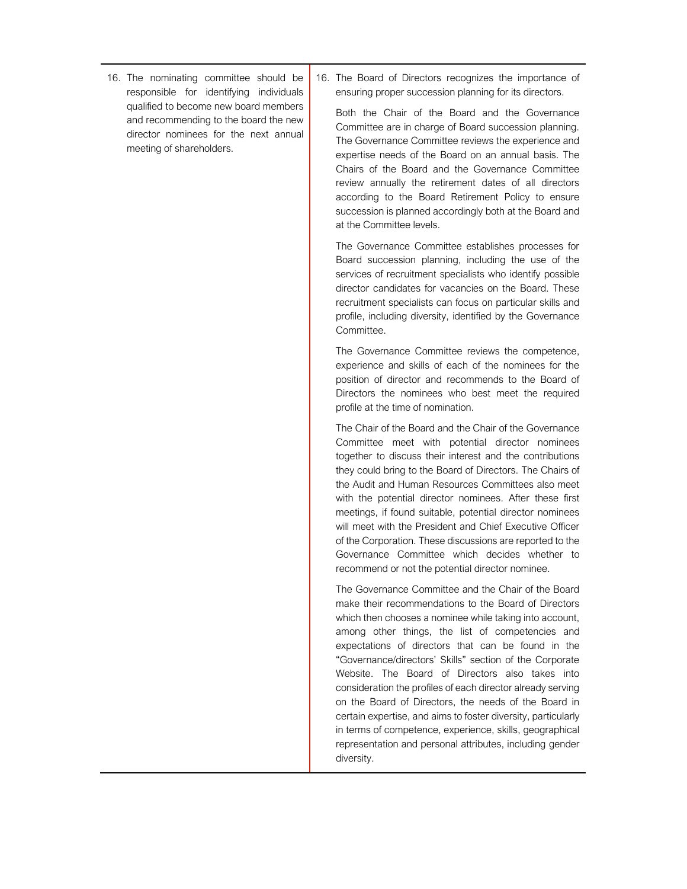| | |
|---|---|
| 16. The nominating committee should be responsible for identifying individuals qualified to become new board members and recommending to the board the new director nominees for the next annual meeting of shareholders. | 16. The Board of Directors recognizes the importance of ensuring proper succession planning for its directors.<br><br>Both the Chair of the Board and the Governance Committee are in charge of Board succession planning. The Governance Committee reviews the experience and expertise needs of the Board on an annual basis. The Chairs of the Board and the Governance Committee review annually the retirement dates of all directors according to the Board Retirement Policy to ensure succession is planned accordingly both at the Board and at the Committee levels.<br><br>The Governance Committee establishes processes for Board succession planning, including the use of the services of recruitment specialists who identify possible director candidates for vacancies on the Board. These recruitment specialists can focus on particular skills and profile, including diversity, identified by the Governance Committee.<br><br>The Governance Committee reviews the competence, experience and skills of each of the nominees for the position of director and recommends to the Board of Directors the nominees who best meet the required profile at the time of nomination.<br><br>The Chair of the Board and the Chair of the Governance Committee meet with potential director nominees together to discuss their interest and the contributions they could bring to the Board of Directors. The Chairs of the Audit and Human Resources Committees also meet with the potential director nominees. After these first meetings, if found suitable, potential director nominees will meet with the President and Chief Executive Officer of the Corporation. These discussions are reported to the Governance Committee which decides whether to recommend or not the potential director nominee.<br><br>The Governance Committee and the Chair of the Board make their recommendations to the Board of Directors which then chooses a nominee while taking into account, among other things, the list of competencies and expectations of directors that can be found in the "Governance/directors' Skills" section of the Corporate Website. The Board of Directors also takes into consideration the profiles of each director already serving on the Board of Directors, the needs of the Board in certain expertise, and aims to foster diversity, particularly in terms of competence, experience, skills, geographical representation and personal attributes, including gender diversity. |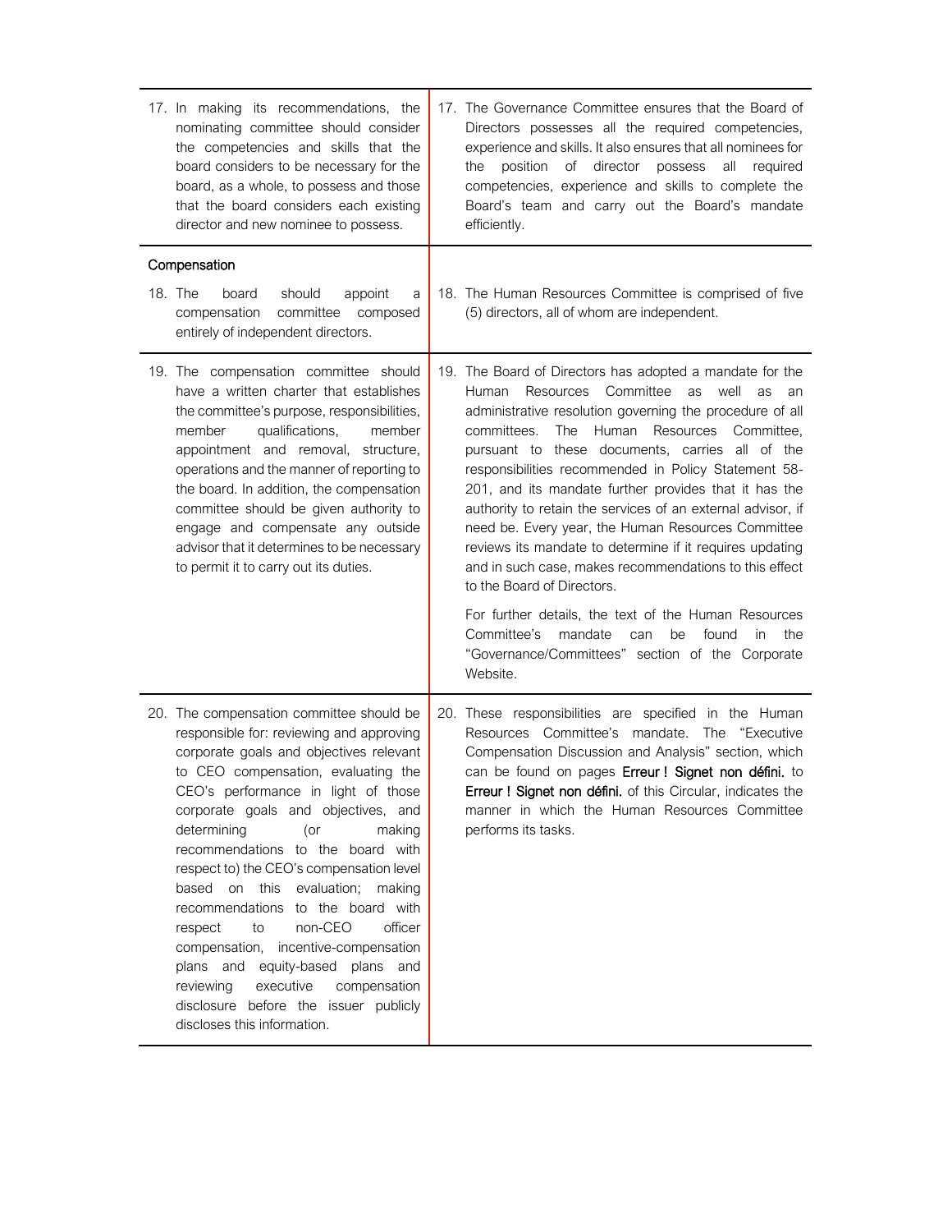| | |
|---|---|
| 17. In making its recommendations, the nominating committee should consider the competencies and skills that the board considers to be necessary for the board, as a whole, to possess and those that the board considers each existing director and new nominee to possess. | 17. The Governance Committee ensures that the Board of Directors possesses all the required competencies, experience and skills. It also ensures that all nominees for the position of director possess all required competencies, experience and skills to complete the Board's team and carry out the Board's mandate efficiently. |
| **Compensation** | |
| 18. The board should appoint a compensation committee composed entirely of independent directors. | 18. The Human Resources Committee is comprised of five (5) directors, all of whom are independent. |
| 19. The compensation committee should have a written charter that establishes the committee's purpose, responsibilities, member qualifications, member appointment and removal, structure, operations and the manner of reporting to the board. In addition, the compensation committee should be given authority to engage and compensate any outside advisor that it determines to be necessary to permit it to carry out its duties. | 19. The Board of Directors has adopted a mandate for the Human Resources Committee as well as an administrative resolution governing the procedure of all committees. The Human Resources Committee, pursuant to these documents, carries all of the responsibilities recommended in Policy Statement 58-201, and its mandate further provides that it has the authority to retain the services of an external advisor, if need be. Every year, the Human Resources Committee reviews its mandate to determine if it requires updating and in such case, makes recommendations to this effect to the Board of Directors.<br><br>For further details, the text of the Human Resources Committee's mandate can be found in the "Governance/Committees" section of the Corporate Website. |
| 20. The compensation committee should be responsible for: reviewing and approving corporate goals and objectives relevant to CEO compensation, evaluating the CEO's performance in light of those corporate goals and objectives, and determining (or making recommendations to the board with respect to) the CEO's compensation level based on this evaluation; making recommendations to the board with respect to non-CEO officer compensation, incentive-compensation plans and equity-based plans and reviewing executive compensation disclosure before the issuer publicly discloses this information. | 20. These responsibilities are specified in the Human Resources Committee's mandate. The "Executive Compensation Discussion and Analysis" section, which can be found on pages **Erreur ! Signet non défini.** to **Erreur ! Signet non défini.** of this Circular, indicates the manner in which the Human Resources Committee performs its tasks. |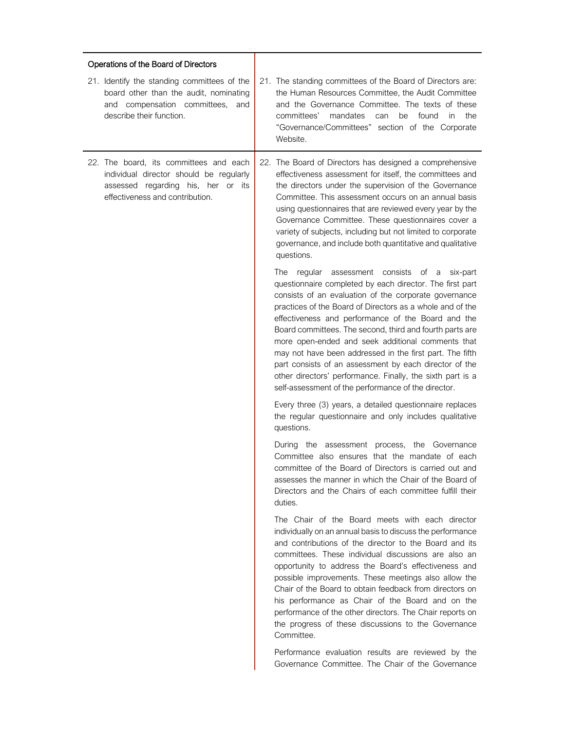| Operations of the Board of Directors | |
|---|---|
| 21. Identify the standing committees of the board other than the audit, nominating and compensation committees, and describe their function. | 21. The standing committees of the Board of Directors are: the Human Resources Committee, the Audit Committee and the Governance Committee. The texts of these committees' mandates can be found in the "Governance/Committees" section of the Corporate Website. |
| 22. The board, its committees and each individual director should be regularly assessed regarding his, her or its effectiveness and contribution. | 22. The Board of Directors has designed a comprehensive effectiveness assessment for itself, the committees and the directors under the supervision of the Governance Committee. This assessment occurs on an annual basis using questionnaires that are reviewed every year by the Governance Committee. These questionnaires cover a variety of subjects, including but not limited to corporate governance, and include both quantitative and qualitative questions.<br><br>The regular assessment consists of a six-part questionnaire completed by each director. The first part consists of an evaluation of the corporate governance practices of the Board of Directors as a whole and of the effectiveness and performance of the Board and the Board committees. The second, third and fourth parts are more open-ended and seek additional comments that may not have been addressed in the first part. The fifth part consists of an assessment by each director of the other directors' performance. Finally, the sixth part is a self-assessment of the performance of the director.<br><br>Every three (3) years, a detailed questionnaire replaces the regular questionnaire and only includes qualitative questions.<br><br>During the assessment process, the Governance Committee also ensures that the mandate of each committee of the Board of Directors is carried out and assesses the manner in which the Chair of the Board of Directors and the Chairs of each committee fulfill their duties.<br><br>The Chair of the Board meets with each director individually on an annual basis to discuss the performance and contributions of the director to the Board and its committees. These individual discussions are also an opportunity to address the Board's effectiveness and possible improvements. These meetings also allow the Chair of the Board to obtain feedback from directors on his performance as Chair of the Board and on the performance of the other directors. The Chair reports on the progress of these discussions to the Governance Committee.<br><br>Performance evaluation results are reviewed by the Governance Committee. The Chair of the Governance |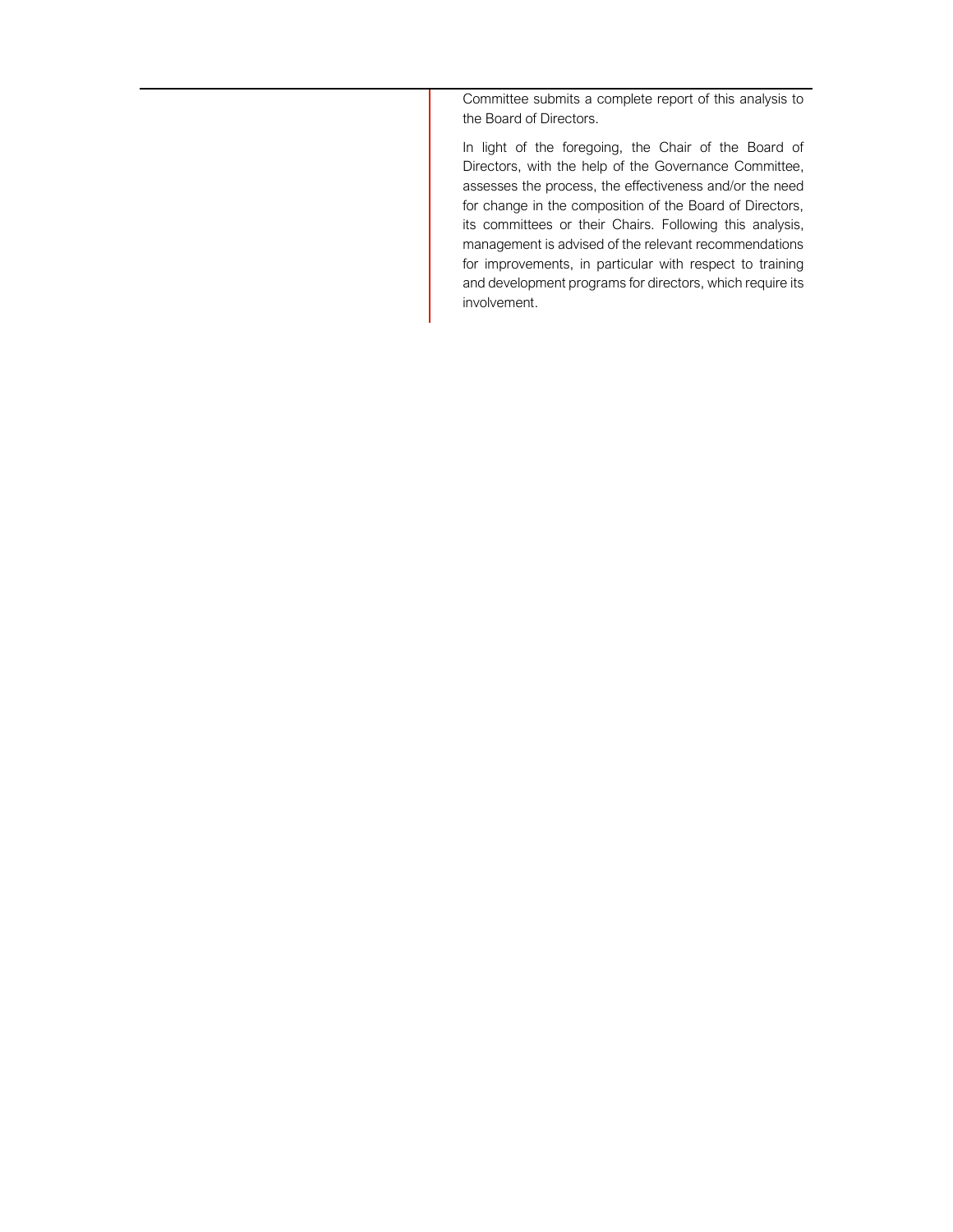Committee submits a complete report of this analysis to the Board of Directors.

In light of the foregoing, the Chair of the Board of Directors, with the help of the Governance Committee, assesses the process, the effectiveness and/or the need for change in the composition of the Board of Directors, its committees or their Chairs. Following this analysis, management is advised of the relevant recommendations for improvements, in particular with respect to training and development programs for directors, which require its involvement.